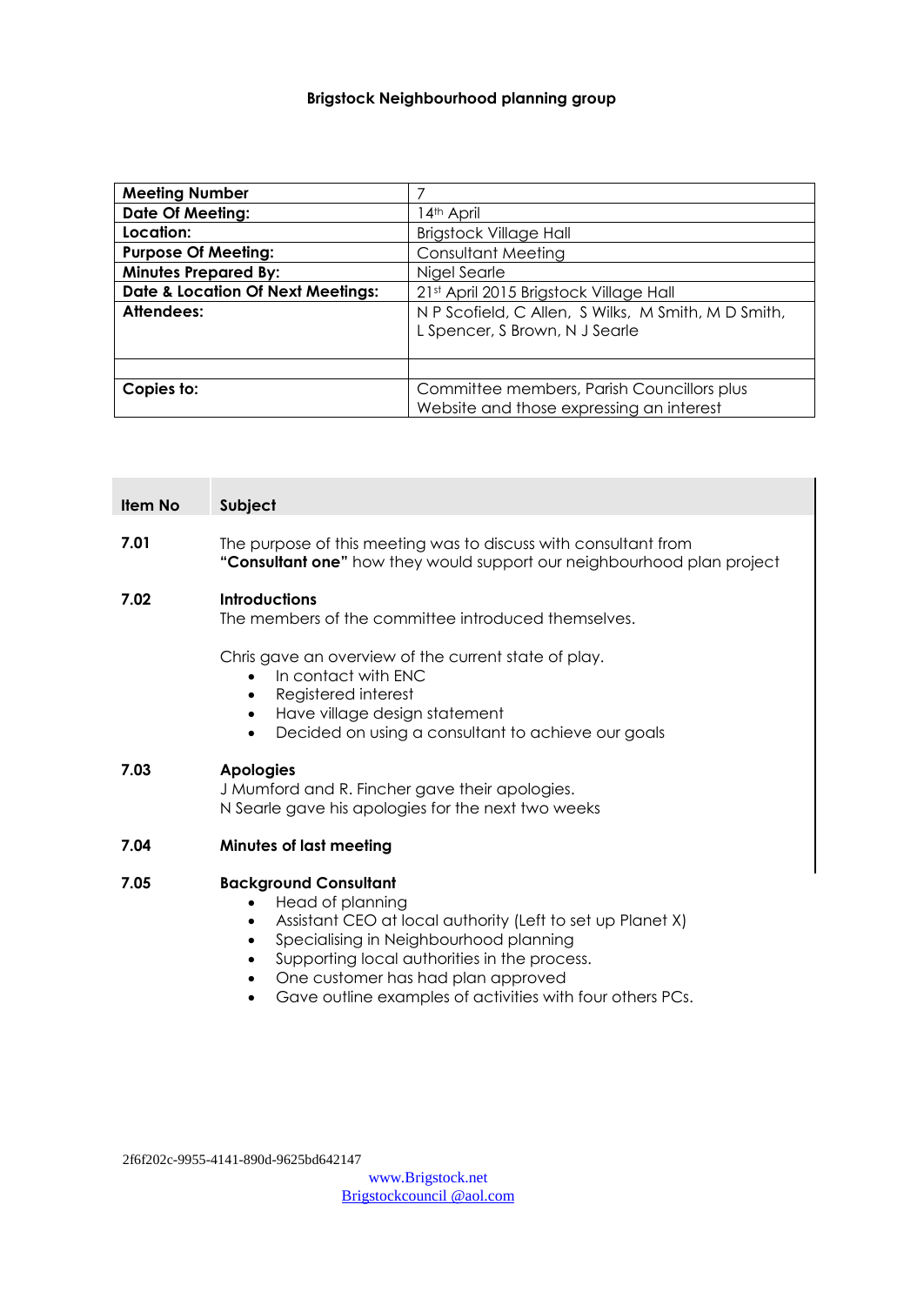**Brigstock Neighbourhood planning group**

| **Meeting Number** | 7 |
|---|---|
| **Date Of Meeting:** | 14th April |
| **Location:** | Brigstock Village Hall |
| **Purpose Of Meeting:** | Consultant Meeting |
| **Minutes Prepared By:** | Nigel Searle |
| **Date & Location Of Next Meetings:** | 21st April 2015 Brigstock Village Hall |
| **Attendees:** | N P Scofield, C Allen, S Wilks, M Smith, M D Smith, L Spencer, S Brown, N J Searle |
| | |
| **Copies to:** | Committee members, Parish Councillors plus Website and those expressing an interest |

| **Item No** | **Subject** |
|---|---|
| **7.01** | The purpose of this meeting was to discuss with consultant from **"Consultant one"** how they would support our neighbourhood plan project |
| **7.02** | **Introductions**<br>The members of the committee introduced themselves.<br><br>Chris gave an overview of the current state of play.<br>• In contact with ENC<br>• Registered interest<br>• Have village design statement<br>• Decided on using a consultant to achieve our goals |
| **7.03** | **Apologies**<br>J Mumford and R. Fincher gave their apologies.<br>N Searle gave his apologies for the next two weeks |
| **7.04** | **Minutes of last meeting** |
| **7.05** | **Background Consultant**<br>• Head of planning<br>• Assistant CEO at local authority (Left to set up Planet X)<br>• Specialising in Neighbourhood planning<br>• Supporting local authorities in the process.<br>• One customer has had plan approved<br>• Gave outline examples of activities with four others PCs. |

2f6f202c-9955-4141-890d-9625bd642147

www.Brigstock.net
Brigstockcouncil @aol.com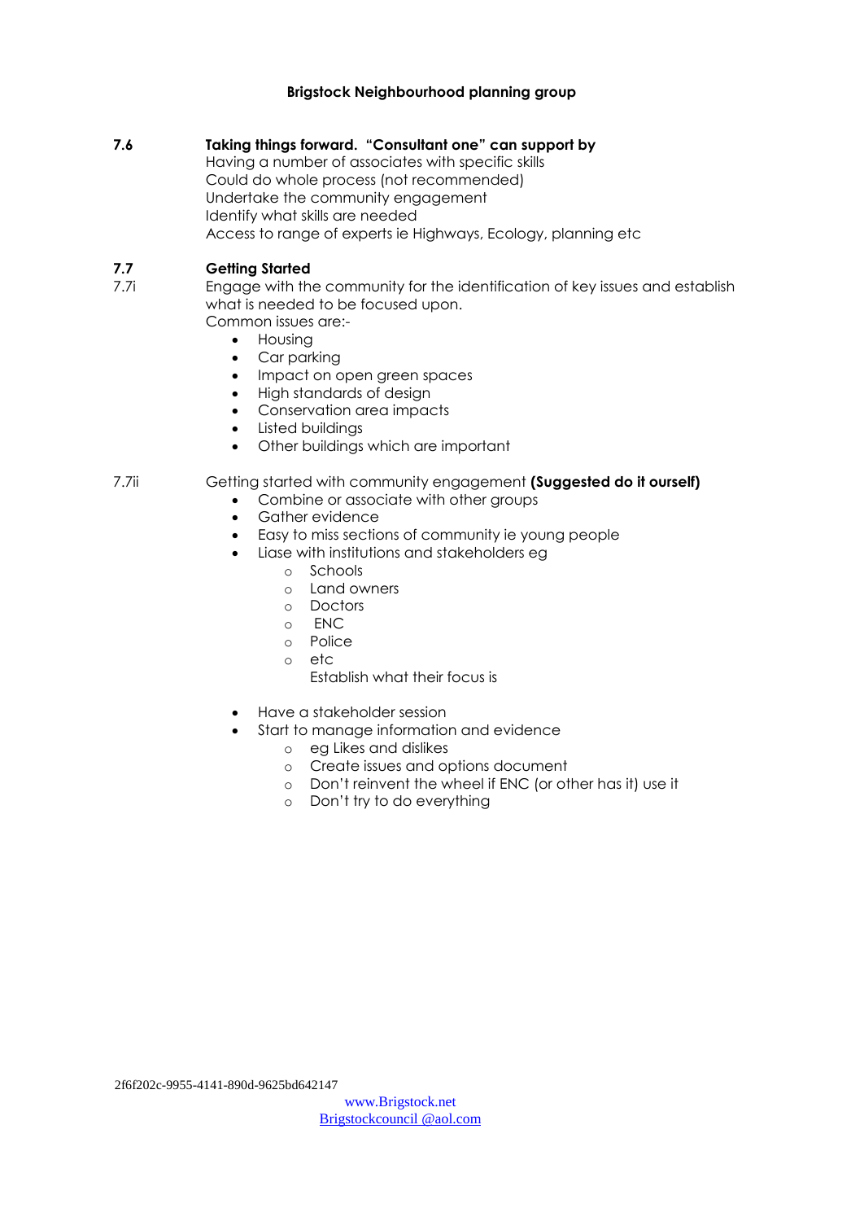**Brigstock Neighbourhood planning group**

**7.6 Taking things forward. "Consultant one" can support by**

Having a number of associates with specific skills
Could do whole process (not recommended)
Undertake the community engagement
Identify what skills are needed
Access to range of experts ie Highways, Ecology, planning etc

**7.7 Getting Started**

7.7i Engage with the community for the identification of key issues and establish what is needed to be focused upon.

Common issues are:-

- Housing
- Car parking
- Impact on open green spaces
- High standards of design
- Conservation area impacts
- Listed buildings
- Other buildings which are important

7.7ii Getting started with community engagement **(Suggested do it ourself)**

- Combine or associate with other groups
- Gather evidence
- Easy to miss sections of community ie young people
- Liase with institutions and stakeholders eg
  - Schools
  - Land owners
  - Doctors
  - ENC
  - Police
  - etc

  Establish what their focus is

- Have a stakeholder session
- Start to manage information and evidence
  - eg Likes and dislikes
  - Create issues and options document
  - Don't reinvent the wheel if ENC (or other has it) use it
  - Don't try to do everything

2f6f202c-9955-4141-890d-9625bd642147

www.Brigstock.net
Brigstockcouncil @aol.com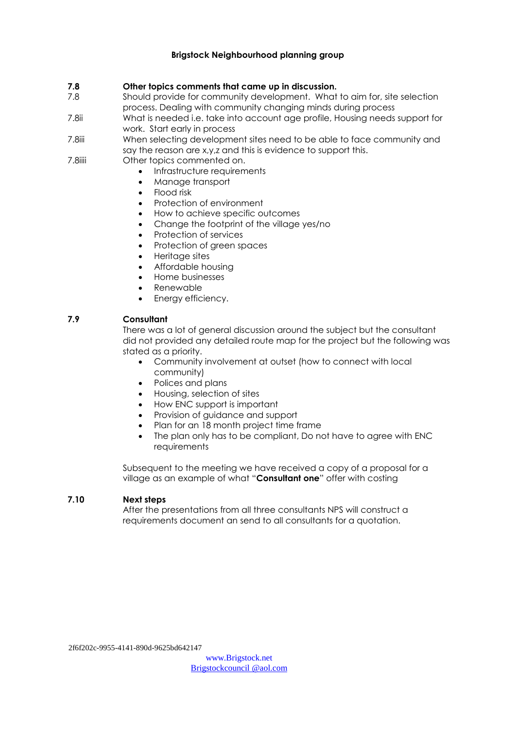**Brigstock Neighbourhood planning group**

**7.8 Other topics comments that came up in discussion.**

7.8 Should provide for community development. What to aim for, site selection process. Dealing with community changing minds during process

7.8ii What is needed i.e. take into account age profile, Housing needs support for work. Start early in process

7.8iii When selecting development sites need to be able to face community and say the reason are x,y,z and this is evidence to support this.

7.8iiii Other topics commented on.

- Infrastructure requirements
- Manage transport
- Flood risk
- Protection of environment
- How to achieve specific outcomes
- Change the footprint of the village yes/no
- Protection of services
- Protection of green spaces
- Heritage sites
- Affordable housing
- Home businesses
- Renewable
- Energy efficiency.

**7.9 Consultant**

There was a lot of general discussion around the subject but the consultant did not provided any detailed route map for the project but the following was stated as a priority.

- Community involvement at outset (how to connect with local community)
- Polices and plans
- Housing, selection of sites
- How ENC support is important
- Provision of guidance and support
- Plan for an 18 month project time frame
- The plan only has to be compliant, Do not have to agree with ENC requirements

Subsequent to the meeting we have received a copy of a proposal for a village as an example of what "**Consultant one**" offer with costing

**7.10 Next steps**

After the presentations from all three consultants NPS will construct a requirements document an send to all consultants for a quotation.

2f6f202c-9955-4141-890d-9625bd642147

www.Brigstock.net
Brigstockcouncil @aol.com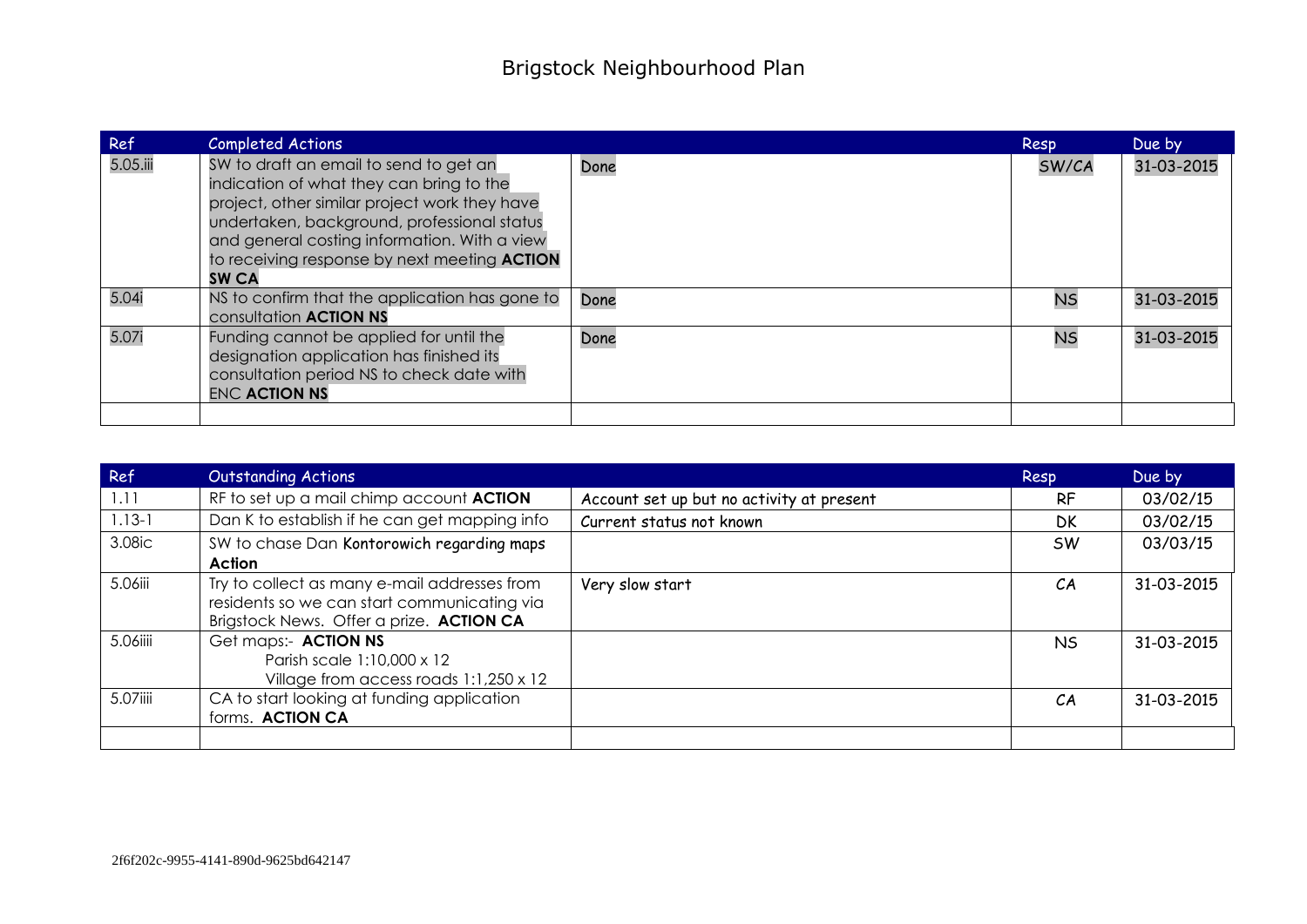# Brigstock Neighbourhood Plan

| Ref | Completed Actions | | Resp | Due by |
|---|---|---|---|---|
| 5.05.iii | SW to draft an email to send to get an indication of what they can bring to the project, other similar project work they have undertaken, background, professional status and general costing information. With a view to receiving response by next meeting **ACTION SW CA** | Done | SW/CA | 31-03-2015 |
| 5.04i | NS to confirm that the application has gone to consultation **ACTION NS** | Done | NS | 31-03-2015 |
| 5.07i | Funding cannot be applied for until the designation application has finished its consultation period NS to check date with ENC **ACTION NS** | Done | NS | 31-03-2015 |
| | | | | |

| Ref | Outstanding Actions | | Resp | Due by |
|---|---|---|---|---|
| 1.11 | RF to set up a mail chimp account **ACTION** | Account set up but no activity at present | RF | 03/02/15 |
| 1.13-1 | Dan K to establish if he can get mapping info | Current status not known | DK | 03/02/15 |
| 3.08ic | SW to chase Dan Kontorowich regarding maps **Action** | | SW | 03/03/15 |
| 5.06iii | Try to collect as many e-mail addresses from residents so we can start communicating via Brigstock News. Offer a prize. **ACTION CA** | Very slow start | CA | 31-03-2015 |
| 5.06iiii | Get maps:- **ACTION NS**<br>Parish scale 1:10,000 x 12<br>Village from access roads 1:1,250 x 12 | | NS | 31-03-2015 |
| 5.07iiii | CA to start looking at funding application forms. **ACTION CA** | | CA | 31-03-2015 |
| | | | | |

2f6f202c-9955-4141-890d-9625bd642147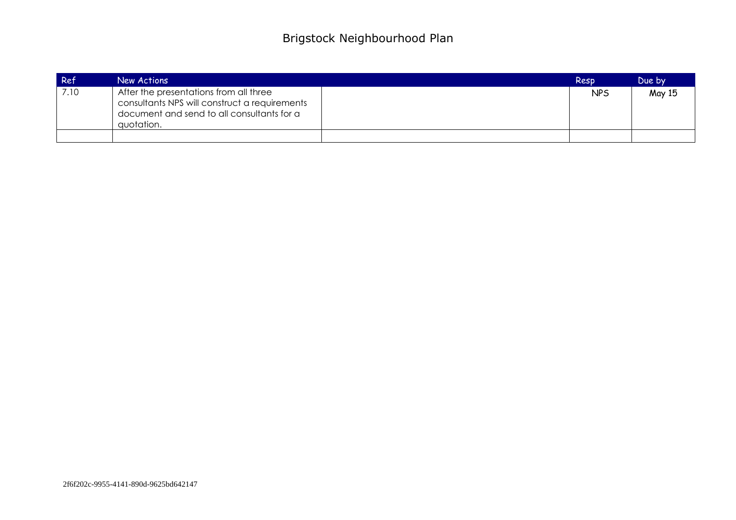# Brigstock Neighbourhood Plan

| Ref | New Actions | | Resp | Due by |
|---|---|---|---|---|
| 7.10 | After the presentations from all three consultants NPS will construct a requirements document and send to all consultants for a quotation. | | NPS | May 15 |
| | | | | |

2f6f202c-9955-4141-890d-9625bd642147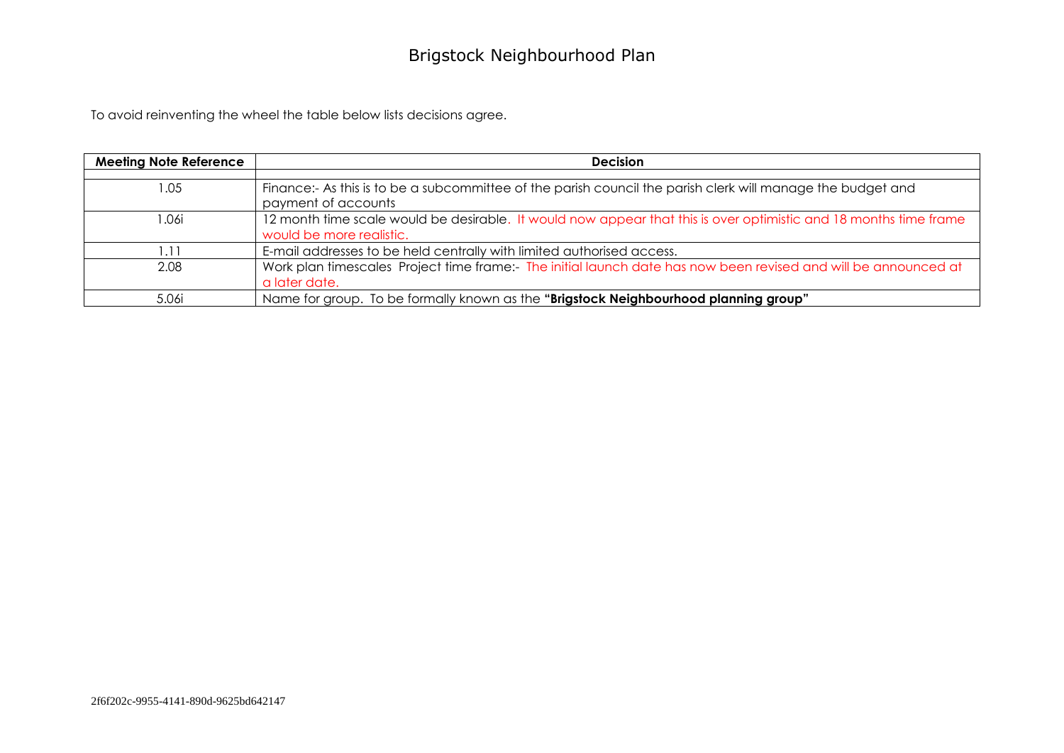# Brigstock Neighbourhood Plan

To avoid reinventing the wheel the table below lists decisions agree.

| Meeting Note Reference | Decision |
|---|---|
| | |
| 1.05 | Finance:- As this is to be a subcommittee of the parish council the parish clerk will manage the budget and payment of accounts |
| 1.06i | 12 month time scale would be desirable. It would now appear that this is over optimistic and 18 months time frame would be more realistic. |
| 1.11 | E-mail addresses to be held centrally with limited authorised access. |
| 2.08 | Work plan timescales Project time frame:- The initial launch date has now been revised and will be announced at a later date. |
| 5.06i | Name for group. To be formally known as the **"Brigstock Neighbourhood planning group"** |

2f6f202c-9955-4141-890d-9625bd642147